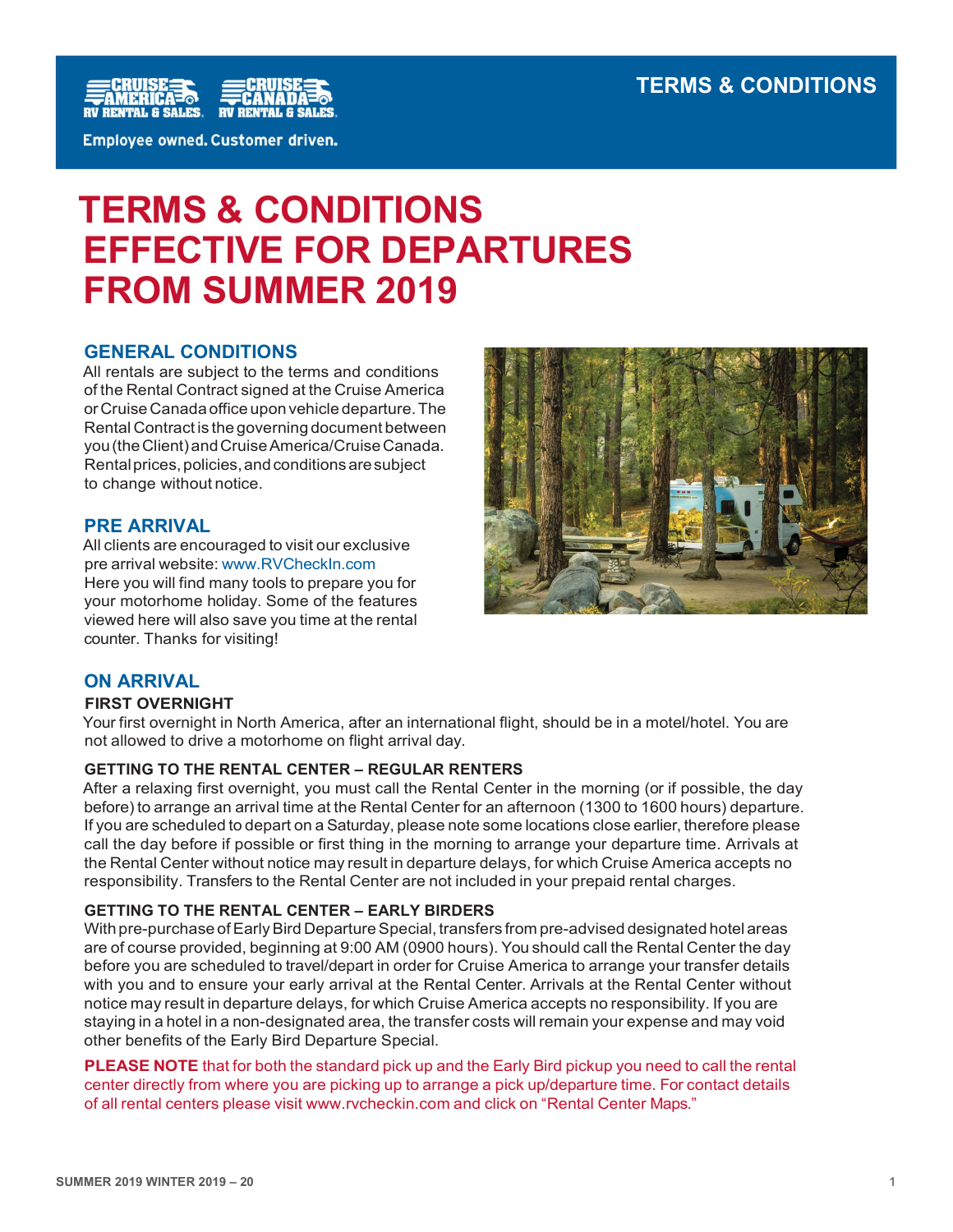# TERMS & CONDITIONS EFFECTIVE FOR DEPARTURES FROM SUMMER 2019

## GENERAL CONDITIONS

All rentals are subject to the terms and conditions of the Rental Contract signed at the Cruise America or Cruise Canada office upon vehicle departure. The Rental Contract is the governing document between you (the Client) and Cruise America/Cruise Canada. Rental prices, policies, and conditions are subject to change without notice.

## PRE ARRIVAL

All clients are encouraged to visit our exclusive pre arrival website: www.RVCheckIn.com
Here you will find many tools to prepare you for your motorhome holiday. Some of the features viewed here will also save you time at the rental counter. Thanks for visiting!

## ON ARRIVAL

### FIRST OVERNIGHT

Your first overnight in North America, after an international flight, should be in a motel/hotel. You are not allowed to drive a motorhome on flight arrival day.

### GETTING TO THE RENTAL CENTER – REGULAR RENTERS

After a relaxing first overnight, you must call the Rental Center in the morning (or if possible, the day before) to arrange an arrival time at the Rental Center for an afternoon (1300 to 1600 hours) departure. If you are scheduled to depart on a Saturday, please note some locations close earlier, therefore please call the day before if possible or first thing in the morning to arrange your departure time. Arrivals at the Rental Center without notice may result in departure delays, for which Cruise America accepts no responsibility. Transfers to the Rental Center are not included in your prepaid rental charges.

### GETTING TO THE RENTAL CENTER – EARLY BIRDERS

With pre-purchase of Early Bird Departure Special, transfers from pre-advised designated hotel areas are of course provided, beginning at 9:00 AM (0900 hours). You should call the Rental Center the day before you are scheduled to travel/depart in order for Cruise America to arrange your transfer details with you and to ensure your early arrival at the Rental Center. Arrivals at the Rental Center without notice may result in departure delays, for which Cruise America accepts no responsibility. If you are staying in a hotel in a non-designated area, the transfer costs will remain your expense and may void other benefits of the Early Bird Departure Special.

**PLEASE NOTE** that for both the standard pick up and the Early Bird pickup you need to call the rental center directly from where you are picking up to arrange a pick up/departure time. For contact details of all rental centers please visit www.rvcheckin.com and click on "Rental Center Maps."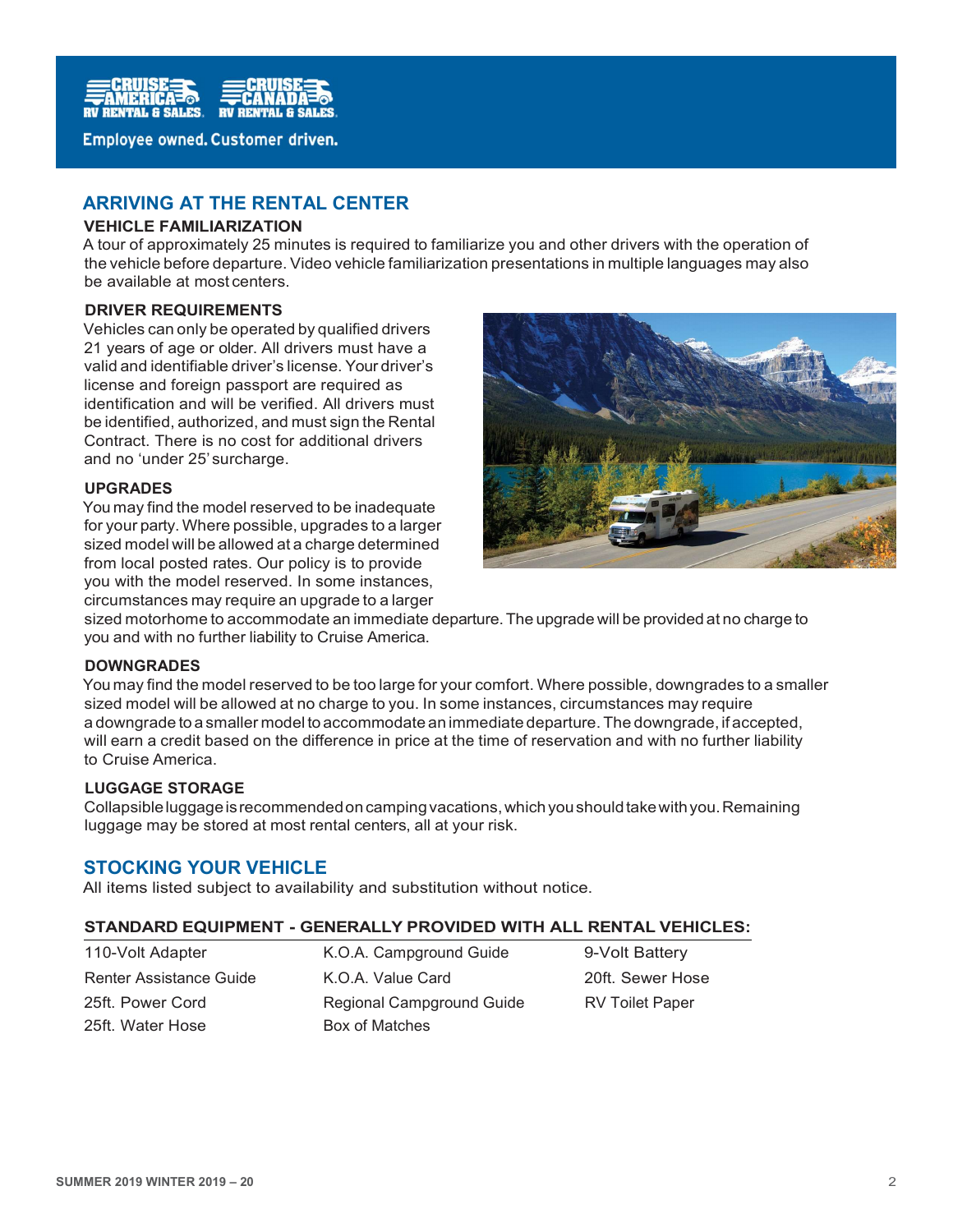Employee owned. Customer driven.

## ARRIVING AT THE RENTAL CENTER

### VEHICLE FAMILIARIZATION

A tour of approximately 25 minutes is required to familiarize you and other drivers with the operation of the vehicle before departure. Video vehicle familiarization presentations in multiple languages may also be available at most centers.

### DRIVER REQUIREMENTS

Vehicles can only be operated by qualified drivers 21 years of age or older. All drivers must have a valid and identifiable driver's license. Your driver's license and foreign passport are required as identification and will be verified. All drivers must be identified, authorized, and must sign the Rental Contract. There is no cost for additional drivers and no 'under 25' surcharge.

### UPGRADES

You may find the model reserved to be inadequate for your party. Where possible, upgrades to a larger sized model will be allowed at a charge determined from local posted rates. Our policy is to provide you with the model reserved. In some instances, circumstances may require an upgrade to a larger sized motorhome to accommodate an immediate departure. The upgrade will be provided at no charge to you and with no further liability to Cruise America.

### DOWNGRADES

You may find the model reserved to be too large for your comfort. Where possible, downgrades to a smaller sized model will be allowed at no charge to you. In some instances, circumstances may require a downgrade to a smaller model to accommodate an immediate departure. The downgrade, if accepted, will earn a credit based on the difference in price at the time of reservation and with no further liability to Cruise America.

### LUGGAGE STORAGE

Collapsible luggage is recommended on camping vacations, which you should take with you. Remaining luggage may be stored at most rental centers, all at your risk.

## STOCKING YOUR VEHICLE

All items listed subject to availability and substitution without notice.

### STANDARD EQUIPMENT - GENERALLY PROVIDED WITH ALL RENTAL VEHICLES:

| | | |
|---|---|---|
| 110-Volt Adapter | K.O.A. Campground Guide | 9-Volt Battery |
| Renter Assistance Guide | K.O.A. Value Card | 20ft. Sewer Hose |
| 25ft. Power Cord | Regional Campground Guide | RV Toilet Paper |
| 25ft. Water Hose | Box of Matches | |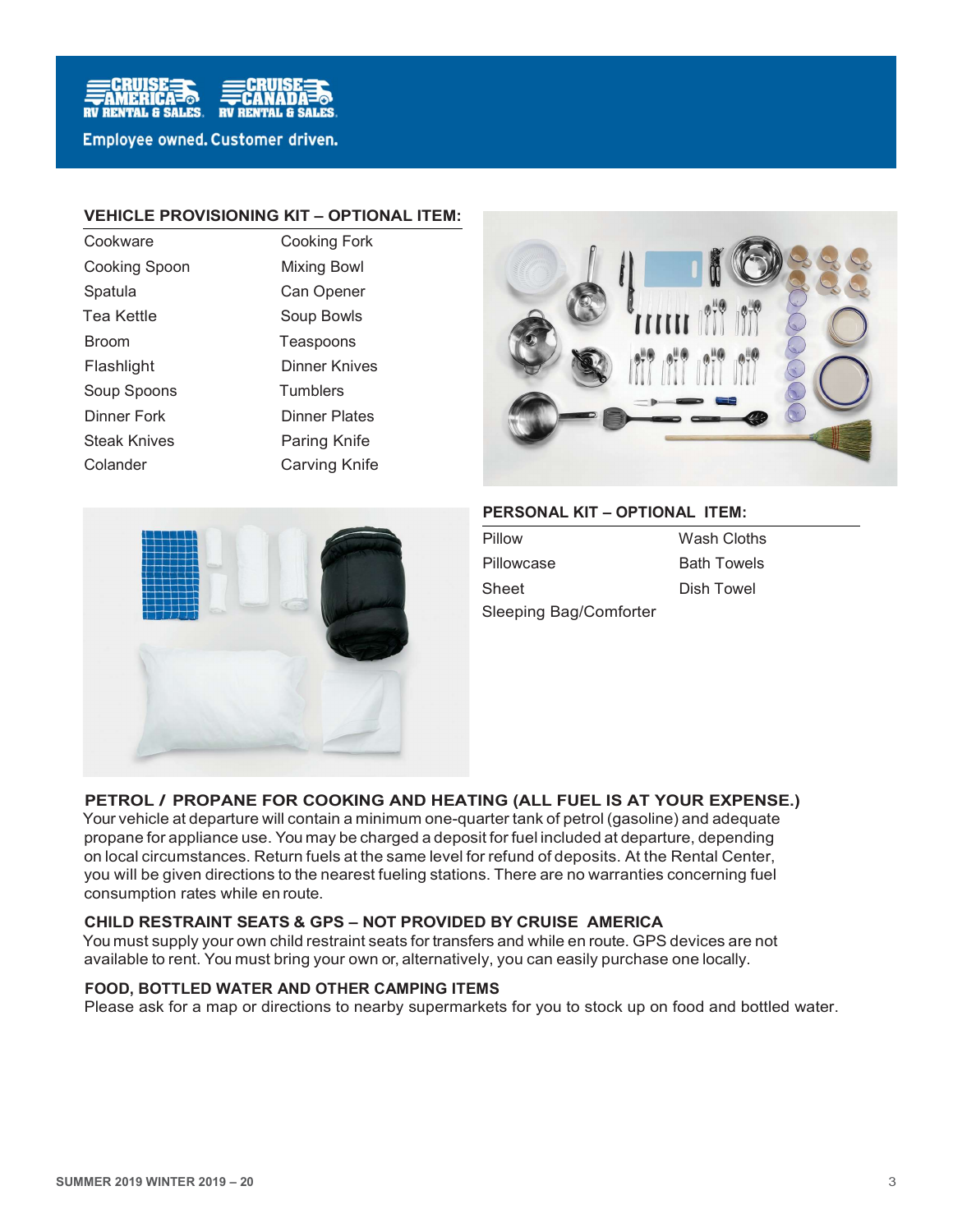Employee owned. Customer driven.

### VEHICLE PROVISIONING KIT – OPTIONAL ITEM:

| | |
|---|---|
| Cookware | Cooking Fork |
| Cooking Spoon | Mixing Bowl |
| Spatula | Can Opener |
| Tea Kettle | Soup Bowls |
| Broom | Teaspoons |
| Flashlight | Dinner Knives |
| Soup Spoons | Tumblers |
| Dinner Fork | Dinner Plates |
| Steak Knives | Paring Knife |
| Colander | Carving Knife |

### PERSONAL KIT – OPTIONAL ITEM:

| | |
|---|---|
| Pillow | Wash Cloths |
| Pillowcase | Bath Towels |
| Sheet | Dish Towel |
| Sleeping Bag/Comforter | |

### PETROL / PROPANE FOR COOKING AND HEATING (ALL FUEL IS AT YOUR EXPENSE.)

Your vehicle at departure will contain a minimum one-quarter tank of petrol (gasoline) and adequate propane for appliance use. You may be charged a deposit for fuel included at departure, depending on local circumstances. Return fuels at the same level for refund of deposits. At the Rental Center, you will be given directions to the nearest fueling stations. There are no warranties concerning fuel consumption rates while en route.

### CHILD RESTRAINT SEATS & GPS – NOT PROVIDED BY CRUISE AMERICA

You must supply your own child restraint seats for transfers and while en route. GPS devices are not available to rent. You must bring your own or, alternatively, you can easily purchase one locally.

### FOOD, BOTTLED WATER AND OTHER CAMPING ITEMS

Please ask for a map or directions to nearby supermarkets for you to stock up on food and bottled water.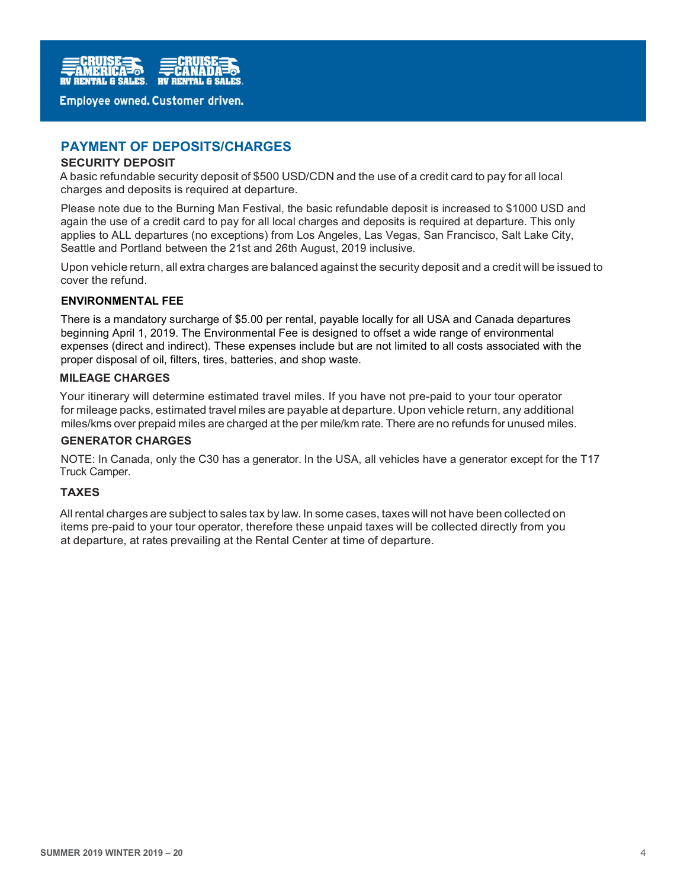## PAYMENT OF DEPOSITS/CHARGES

### SECURITY DEPOSIT

A basic refundable security deposit of $500 USD/CDN and the use of a credit card to pay for all local charges and deposits is required at departure.

Please note due to the Burning Man Festival, the basic refundable deposit is increased to $1000 USD and again the use of a credit card to pay for all local charges and deposits is required at departure. This only applies to ALL departures (no exceptions) from Los Angeles, Las Vegas, San Francisco, Salt Lake City, Seattle and Portland between the 21st and 26th August, 2019 inclusive.

Upon vehicle return, all extra charges are balanced against the security deposit and a credit will be issued to cover the refund.

### ENVIRONMENTAL FEE

There is a mandatory surcharge of $5.00 per rental, payable locally for all USA and Canada departures beginning April 1, 2019. The Environmental Fee is designed to offset a wide range of environmental expenses (direct and indirect). These expenses include but are not limited to all costs associated with the proper disposal of oil, filters, tires, batteries, and shop waste.

### MILEAGE CHARGES

Your itinerary will determine estimated travel miles. If you have not pre-paid to your tour operator for mileage packs, estimated travel miles are payable at departure. Upon vehicle return, any additional miles/kms over prepaid miles are charged at the per mile/km rate. There are no refunds for unused miles.

### GENERATOR CHARGES

NOTE: In Canada, only the C30 has a generator. In the USA, all vehicles have a generator except for the T17 Truck Camper.

### TAXES

All rental charges are subject to sales tax by law. In some cases, taxes will not have been collected on items pre-paid to your tour operator, therefore these unpaid taxes will be collected directly from you at departure, at rates prevailing at the Rental Center at time of departure.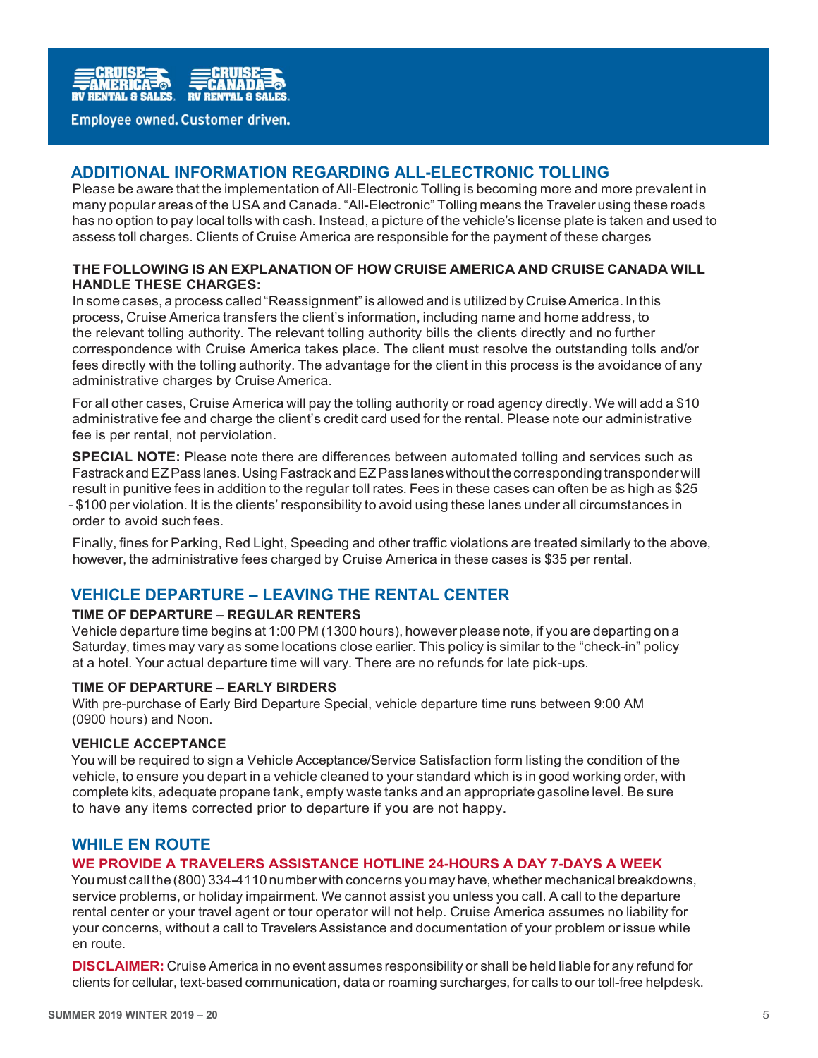Employee owned. Customer driven.

## ADDITIONAL INFORMATION REGARDING ALL-ELECTRONIC TOLLING

Please be aware that the implementation of All-Electronic Tolling is becoming more and more prevalent in many popular areas of the USA and Canada. "All-Electronic" Tolling means the Traveler using these roads has no option to pay local tolls with cash. Instead, a picture of the vehicle's license plate is taken and used to assess toll charges. Clients of Cruise America are responsible for the payment of these charges

### THE FOLLOWING IS AN EXPLANATION OF HOW CRUISE AMERICA AND CRUISE CANADA WILL HANDLE THESE CHARGES:

In some cases, a process called "Reassignment" is allowed and is utilized by Cruise America. In this process, Cruise America transfers the client's information, including name and home address, to the relevant tolling authority. The relevant tolling authority bills the clients directly and no further correspondence with Cruise America takes place. The client must resolve the outstanding tolls and/or fees directly with the tolling authority. The advantage for the client in this process is the avoidance of any administrative charges by Cruise America.

For all other cases, Cruise America will pay the tolling authority or road agency directly. We will add a $10 administrative fee and charge the client's credit card used for the rental. Please note our administrative fee is per rental, not per violation.

**SPECIAL NOTE:** Please note there are differences between automated tolling and services such as Fastrack and EZ Pass lanes. Using Fastrack and EZ Pass lanes without the corresponding transponder will result in punitive fees in addition to the regular toll rates. Fees in these cases can often be as high as $25 - $100 per violation. It is the clients' responsibility to avoid using these lanes under all circumstances in order to avoid such fees.

Finally, fines for Parking, Red Light, Speeding and other traffic violations are treated similarly to the above, however, the administrative fees charged by Cruise America in these cases is $35 per rental.

## VEHICLE DEPARTURE – LEAVING THE RENTAL CENTER

### TIME OF DEPARTURE – REGULAR RENTERS

Vehicle departure time begins at 1:00 PM (1300 hours), however please note, if you are departing on a Saturday, times may vary as some locations close earlier. This policy is similar to the "check-in" policy at a hotel. Your actual departure time will vary. There are no refunds for late pick-ups.

### TIME OF DEPARTURE – EARLY BIRDERS

With pre-purchase of Early Bird Departure Special, vehicle departure time runs between 9:00 AM (0900 hours) and Noon.

### VEHICLE ACCEPTANCE

You will be required to sign a Vehicle Acceptance/Service Satisfaction form listing the condition of the vehicle, to ensure you depart in a vehicle cleaned to your standard which is in good working order, with complete kits, adequate propane tank, empty waste tanks and an appropriate gasoline level. Be sure to have any items corrected prior to departure if you are not happy.

## WHILE EN ROUTE

### WE PROVIDE A TRAVELERS ASSISTANCE HOTLINE 24-HOURS A DAY 7-DAYS A WEEK

You must call the (800) 334-4110 number with concerns you may have, whether mechanical breakdowns, service problems, or holiday impairment. We cannot assist you unless you call. A call to the departure rental center or your travel agent or tour operator will not help. Cruise America assumes no liability for your concerns, without a call to Travelers Assistance and documentation of your problem or issue while en route.

**DISCLAIMER:** Cruise America in no event assumes responsibility or shall be held liable for any refund for clients for cellular, text-based communication, data or roaming surcharges, for calls to our toll-free helpdesk.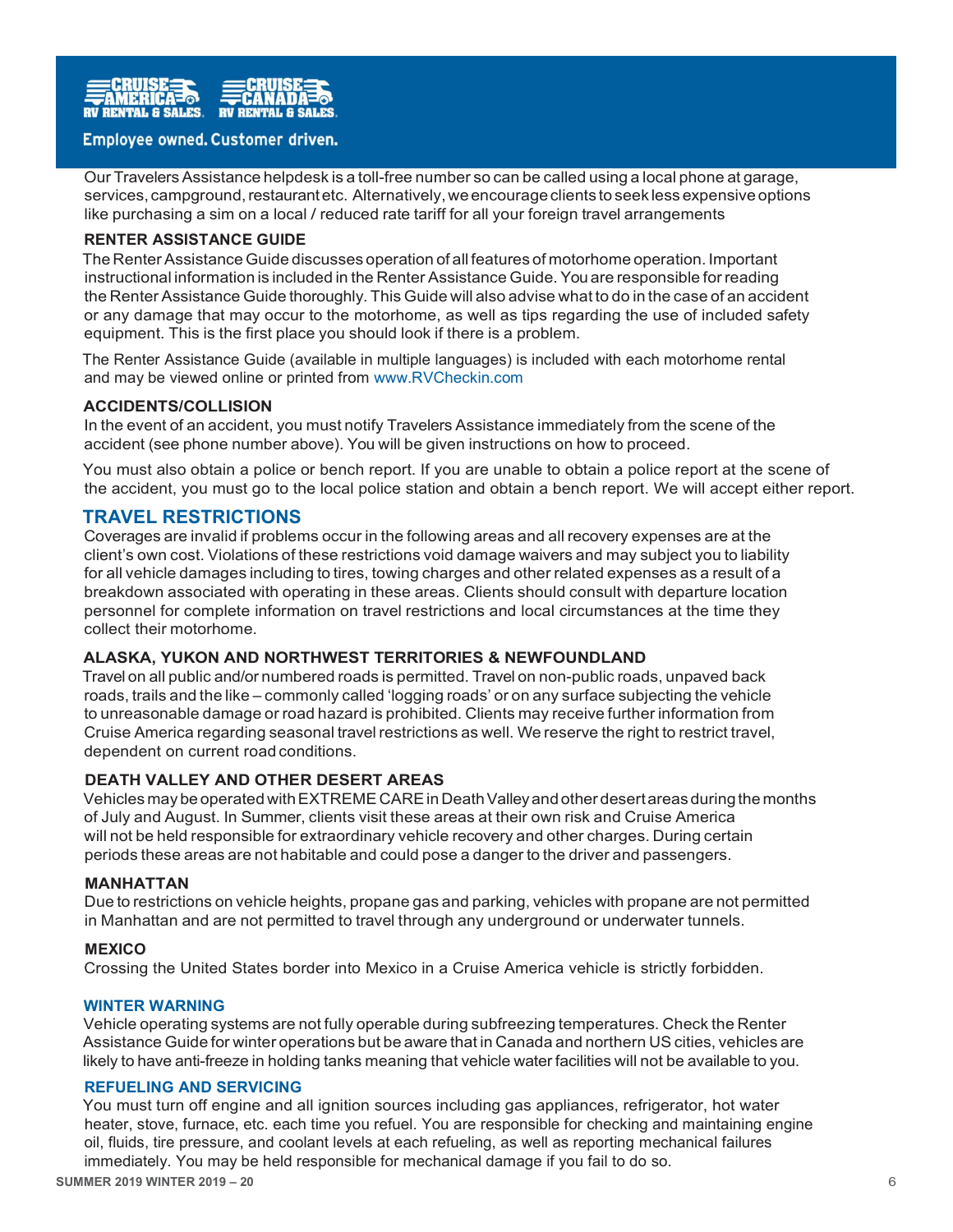Our Travelers Assistance helpdesk is a toll-free number so can be called using a local phone at garage, services, campground, restaurant etc. Alternatively, we encourage clients to seek less expensive options like purchasing a sim on a local / reduced rate tariff for all your foreign travel arrangements

### RENTER ASSISTANCE GUIDE

The Renter Assistance Guide discusses operation of all features of motorhome operation. Important instructional information is included in the Renter Assistance Guide. You are responsible for reading the Renter Assistance Guide thoroughly. This Guide will also advise what to do in the case of an accident or any damage that may occur to the motorhome, as well as tips regarding the use of included safety equipment. This is the first place you should look if there is a problem.

The Renter Assistance Guide (available in multiple languages) is included with each motorhome rental and may be viewed online or printed from www.RVCheckin.com

### ACCIDENTS/COLLISION

In the event of an accident, you must notify Travelers Assistance immediately from the scene of the accident (see phone number above). You will be given instructions on how to proceed.

You must also obtain a police or bench report. If you are unable to obtain a police report at the scene of the accident, you must go to the local police station and obtain a bench report. We will accept either report.

## TRAVEL RESTRICTIONS

Coverages are invalid if problems occur in the following areas and all recovery expenses are at the client's own cost. Violations of these restrictions void damage waivers and may subject you to liability for all vehicle damages including to tires, towing charges and other related expenses as a result of a breakdown associated with operating in these areas. Clients should consult with departure location personnel for complete information on travel restrictions and local circumstances at the time they collect their motorhome.

### ALASKA, YUKON AND NORTHWEST TERRITORIES & NEWFOUNDLAND

Travel on all public and/or numbered roads is permitted. Travel on non-public roads, unpaved back roads, trails and the like – commonly called 'logging roads' or on any surface subjecting the vehicle to unreasonable damage or road hazard is prohibited. Clients may receive further information from Cruise America regarding seasonal travel restrictions as well. We reserve the right to restrict travel, dependent on current road conditions.

### DEATH VALLEY AND OTHER DESERT AREAS

Vehicles may be operated with EXTREME CARE in Death Valley and other desert areas during the months of July and August. In Summer, clients visit these areas at their own risk and Cruise America will not be held responsible for extraordinary vehicle recovery and other charges. During certain periods these areas are not habitable and could pose a danger to the driver and passengers.

### MANHATTAN

Due to restrictions on vehicle heights, propane gas and parking, vehicles with propane are not permitted in Manhattan and are not permitted to travel through any underground or underwater tunnels.

### MEXICO

Crossing the United States border into Mexico in a Cruise America vehicle is strictly forbidden.

### WINTER WARNING

Vehicle operating systems are not fully operable during subfreezing temperatures. Check the Renter Assistance Guide for winter operations but be aware that in Canada and northern US cities, vehicles are likely to have anti-freeze in holding tanks meaning that vehicle water facilities will not be available to you.

### REFUELING AND SERVICING

You must turn off engine and all ignition sources including gas appliances, refrigerator, hot water heater, stove, furnace, etc. each time you refuel. You are responsible for checking and maintaining engine oil, fluids, tire pressure, and coolant levels at each refueling, as well as reporting mechanical failures immediately. You may be held responsible for mechanical damage if you fail to do so.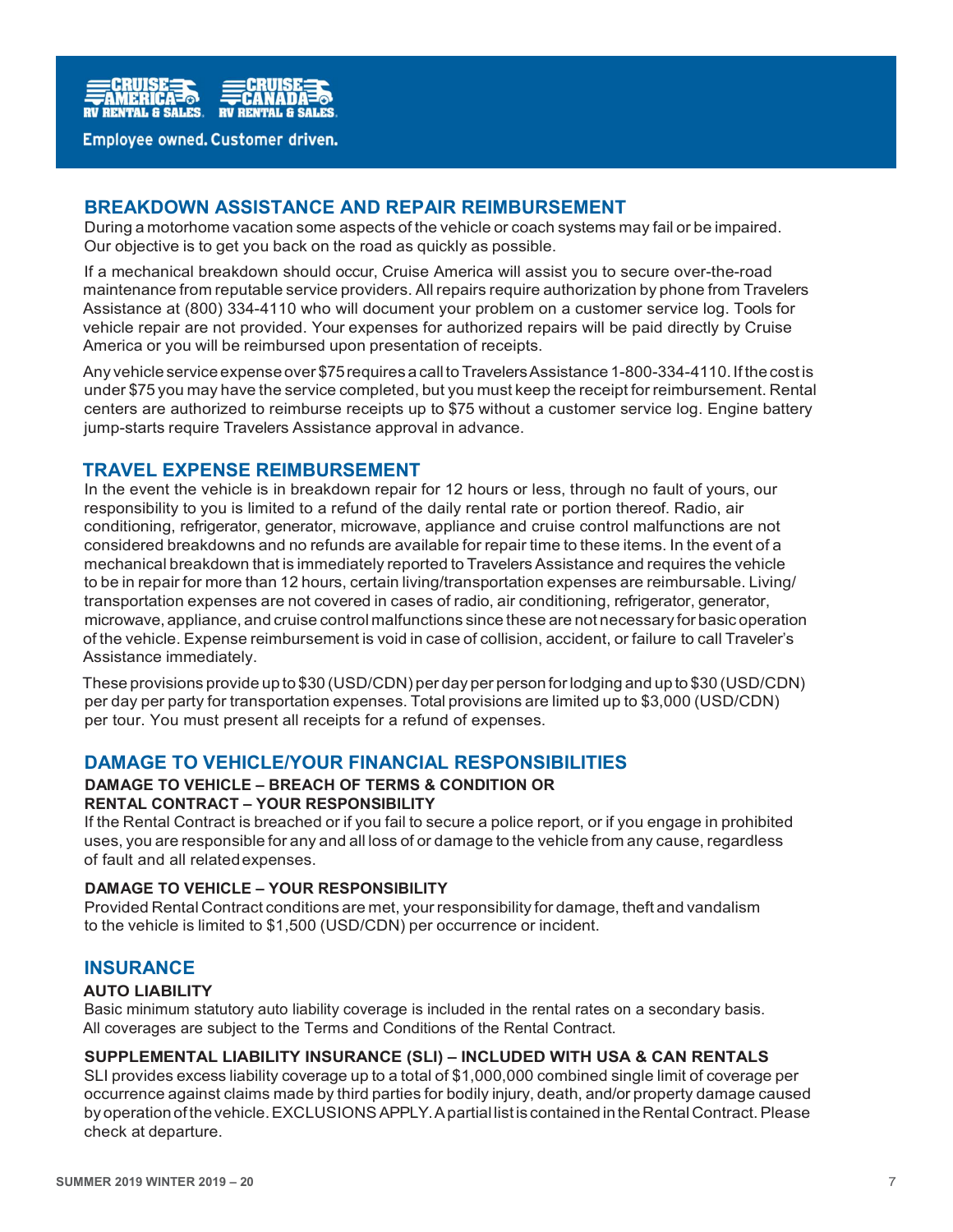## BREAKDOWN ASSISTANCE AND REPAIR REIMBURSEMENT

During a motorhome vacation some aspects of the vehicle or coach systems may fail or be impaired. Our objective is to get you back on the road as quickly as possible.

If a mechanical breakdown should occur, Cruise America will assist you to secure over-the-road maintenance from reputable service providers. All repairs require authorization by phone from Travelers Assistance at (800) 334-4110 who will document your problem on a customer service log. Tools for vehicle repair are not provided. Your expenses for authorized repairs will be paid directly by Cruise America or you will be reimbursed upon presentation of receipts.

Any vehicle service expense over $75 requires a call to Travelers Assistance 1-800-334-4110. If the cost is under $75 you may have the service completed, but you must keep the receipt for reimbursement. Rental centers are authorized to reimburse receipts up to $75 without a customer service log. Engine battery jump-starts require Travelers Assistance approval in advance.

## TRAVEL EXPENSE REIMBURSEMENT

In the event the vehicle is in breakdown repair for 12 hours or less, through no fault of yours, our responsibility to you is limited to a refund of the daily rental rate or portion thereof. Radio, air conditioning, refrigerator, generator, microwave, appliance and cruise control malfunctions are not considered breakdowns and no refunds are available for repair time to these items. In the event of a mechanical breakdown that is immediately reported to Travelers Assistance and requires the vehicle to be in repair for more than 12 hours, certain living/transportation expenses are reimbursable. Living/transportation expenses are not covered in cases of radio, air conditioning, refrigerator, generator, microwave, appliance, and cruise control malfunctions since these are not necessary for basic operation of the vehicle. Expense reimbursement is void in case of collision, accident, or failure to call Traveler's Assistance immediately.

These provisions provide up to $30 (USD/CDN) per day per person for lodging and up to $30 (USD/CDN) per day per party for transportation expenses. Total provisions are limited up to $3,000 (USD/CDN) per tour. You must present all receipts for a refund of expenses.

## DAMAGE TO VEHICLE/YOUR FINANCIAL RESPONSIBILITIES

### DAMAGE TO VEHICLE – BREACH OF TERMS & CONDITION OR RENTAL CONTRACT – YOUR RESPONSIBILITY

If the Rental Contract is breached or if you fail to secure a police report, or if you engage in prohibited uses, you are responsible for any and all loss of or damage to the vehicle from any cause, regardless of fault and all related expenses.

### DAMAGE TO VEHICLE – YOUR RESPONSIBILITY

Provided Rental Contract conditions are met, your responsibility for damage, theft and vandalism to the vehicle is limited to $1,500 (USD/CDN) per occurrence or incident.

## INSURANCE

### AUTO LIABILITY

Basic minimum statutory auto liability coverage is included in the rental rates on a secondary basis. All coverages are subject to the Terms and Conditions of the Rental Contract.

### SUPPLEMENTAL LIABILITY INSURANCE (SLI) – INCLUDED WITH USA & CAN RENTALS

SLI provides excess liability coverage up to a total of $1,000,000 combined single limit of coverage per occurrence against claims made by third parties for bodily injury, death, and/or property damage caused by operation of the vehicle. EXCLUSIONS APPLY. A partial list is contained in the Rental Contract. Please check at departure.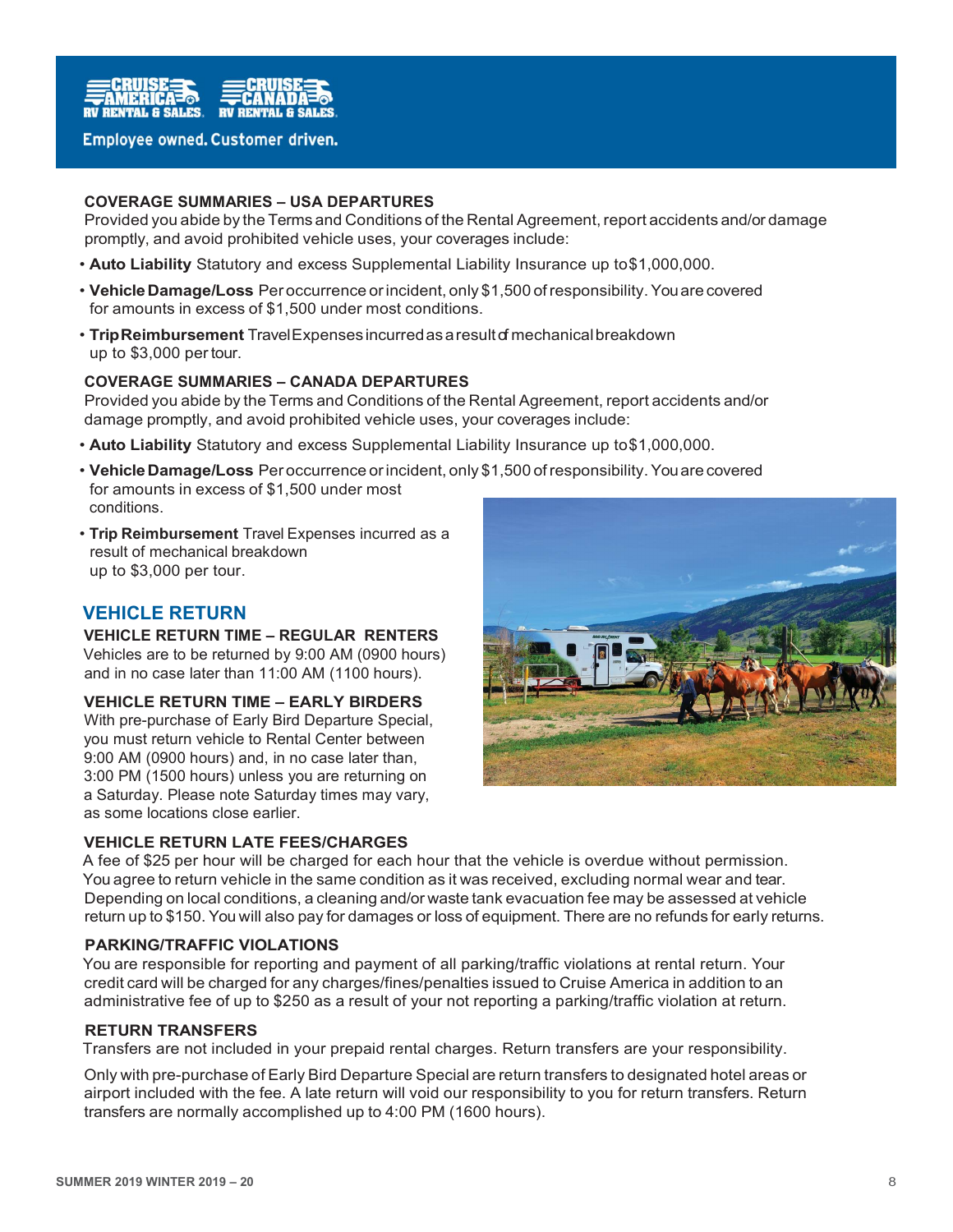## COVERAGE SUMMARIES – USA DEPARTURES

Provided you abide by the Terms and Conditions of the Rental Agreement, report accidents and/or damage promptly, and avoid prohibited vehicle uses, your coverages include:

- **Auto Liability** Statutory and excess Supplemental Liability Insurance up to $1,000,000.
- **Vehicle Damage/Loss** Per occurrence or incident, only $1,500 of responsibility. You are covered for amounts in excess of $1,500 under most conditions.
- **Trip Reimbursement** Travel Expenses incurred as a result of mechanical breakdown up to $3,000 per tour.

## COVERAGE SUMMARIES – CANADA DEPARTURES

Provided you abide by the Terms and Conditions of the Rental Agreement, report accidents and/or damage promptly, and avoid prohibited vehicle uses, your coverages include:

- **Auto Liability** Statutory and excess Supplemental Liability Insurance up to $1,000,000.
- **Vehicle Damage/Loss** Per occurrence or incident, only $1,500 of responsibility. You are covered for amounts in excess of $1,500 under most conditions.
- **Trip Reimbursement** Travel Expenses incurred as a result of mechanical breakdown up to $3,000 per tour.

# VEHICLE RETURN

## VEHICLE RETURN TIME – REGULAR RENTERS

Vehicles are to be returned by 9:00 AM (0900 hours) and in no case later than 11:00 AM (1100 hours).

## VEHICLE RETURN TIME – EARLY BIRDERS

With pre-purchase of Early Bird Departure Special, you must return vehicle to Rental Center between 9:00 AM (0900 hours) and, in no case later than, 3:00 PM (1500 hours) unless you are returning on a Saturday. Please note Saturday times may vary, as some locations close earlier.

## VEHICLE RETURN LATE FEES/CHARGES

A fee of $25 per hour will be charged for each hour that the vehicle is overdue without permission. You agree to return vehicle in the same condition as it was received, excluding normal wear and tear. Depending on local conditions, a cleaning and/or waste tank evacuation fee may be assessed at vehicle return up to $150. You will also pay for damages or loss of equipment. There are no refunds for early returns.

## PARKING/TRAFFIC VIOLATIONS

You are responsible for reporting and payment of all parking/traffic violations at rental return. Your credit card will be charged for any charges/fines/penalties issued to Cruise America in addition to an administrative fee of up to $250 as a result of your not reporting a parking/traffic violation at return.

## RETURN TRANSFERS

Transfers are not included in your prepaid rental charges. Return transfers are your responsibility.

Only with pre-purchase of Early Bird Departure Special are return transfers to designated hotel areas or airport included with the fee. A late return will void our responsibility to you for return transfers. Return transfers are normally accomplished up to 4:00 PM (1600 hours).